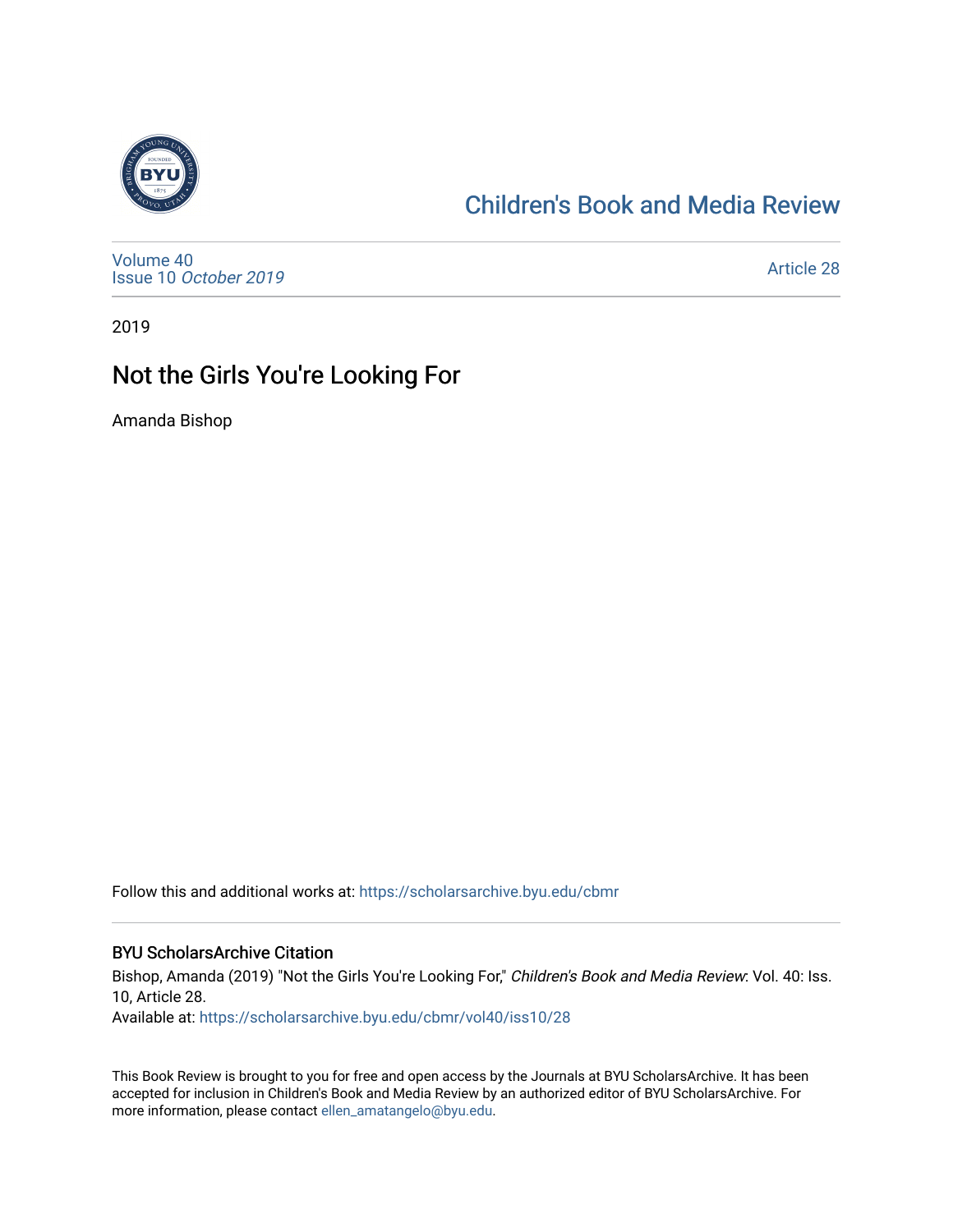# Children's Book and Media Review

Volume 40
Issue 10 *October 2019*

Article 28

2019

## Not the Girls You're Looking For

Amanda Bishop

Follow this and additional works at: https://scholarsarchive.byu.edu/cbmr

### BYU ScholarsArchive Citation

Bishop, Amanda (2019) "Not the Girls You're Looking For," *Children's Book and Media Review*: Vol. 40: Iss. 10, Article 28.
Available at: https://scholarsarchive.byu.edu/cbmr/vol40/iss10/28

This Book Review is brought to you for free and open access by the Journals at BYU ScholarsArchive. It has been accepted for inclusion in Children's Book and Media Review by an authorized editor of BYU ScholarsArchive. For more information, please contact ellen_amatangelo@byu.edu.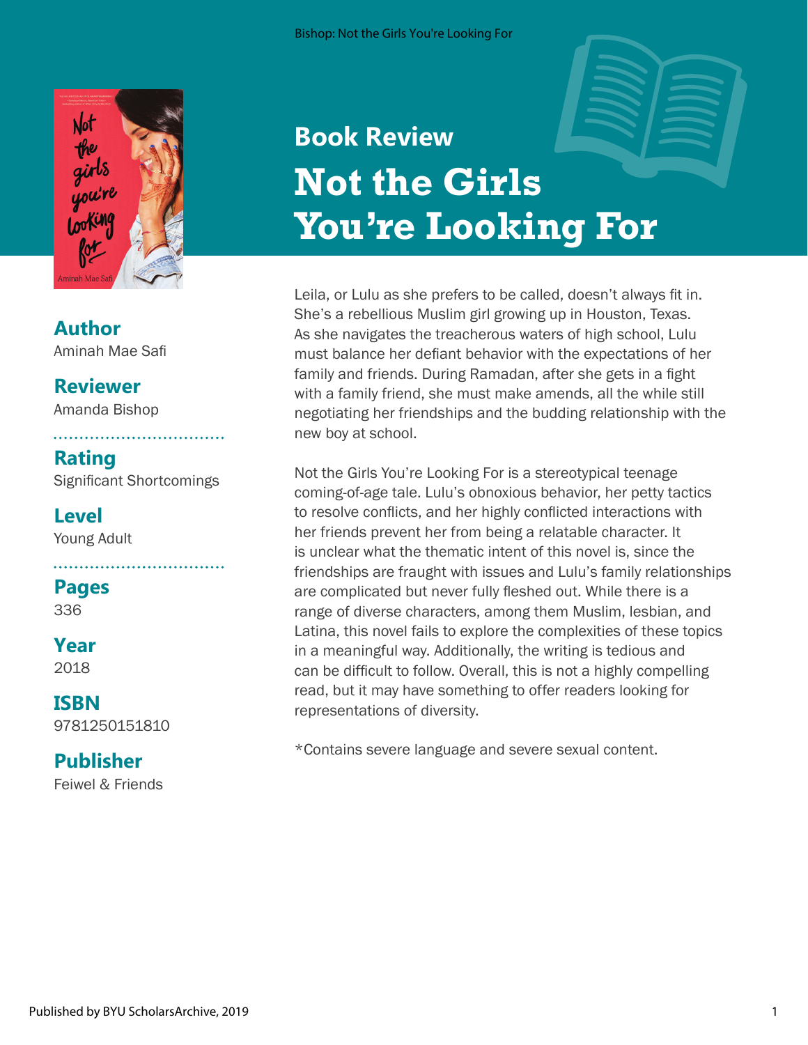## Book Review

# Not the Girls You're Looking For

**Author**
Aminah Mae Safi

**Reviewer**
Amanda Bishop

**Rating**
Significant Shortcomings

**Level**
Young Adult

**Pages**
336

**Year**
2018

**ISBN**
9781250151810

**Publisher**
Feiwel & Friends

Leila, or Lulu as she prefers to be called, doesn't always fit in. She's a rebellious Muslim girl growing up in Houston, Texas. As she navigates the treacherous waters of high school, Lulu must balance her defiant behavior with the expectations of her family and friends. During Ramadan, after she gets in a fight with a family friend, she must make amends, all the while still negotiating her friendships and the budding relationship with the new boy at school.

Not the Girls You're Looking For is a stereotypical teenage coming-of-age tale. Lulu's obnoxious behavior, her petty tactics to resolve conflicts, and her highly conflicted interactions with her friends prevent her from being a relatable character. It is unclear what the thematic intent of this novel is, since the friendships are fraught with issues and Lulu's family relationships are complicated but never fully fleshed out. While there is a range of diverse characters, among them Muslim, lesbian, and Latina, this novel fails to explore the complexities of these topics in a meaningful way. Additionally, the writing is tedious and can be difficult to follow. Overall, this is not a highly compelling read, but it may have something to offer readers looking for representations of diversity.

*Contains severe language and severe sexual content.